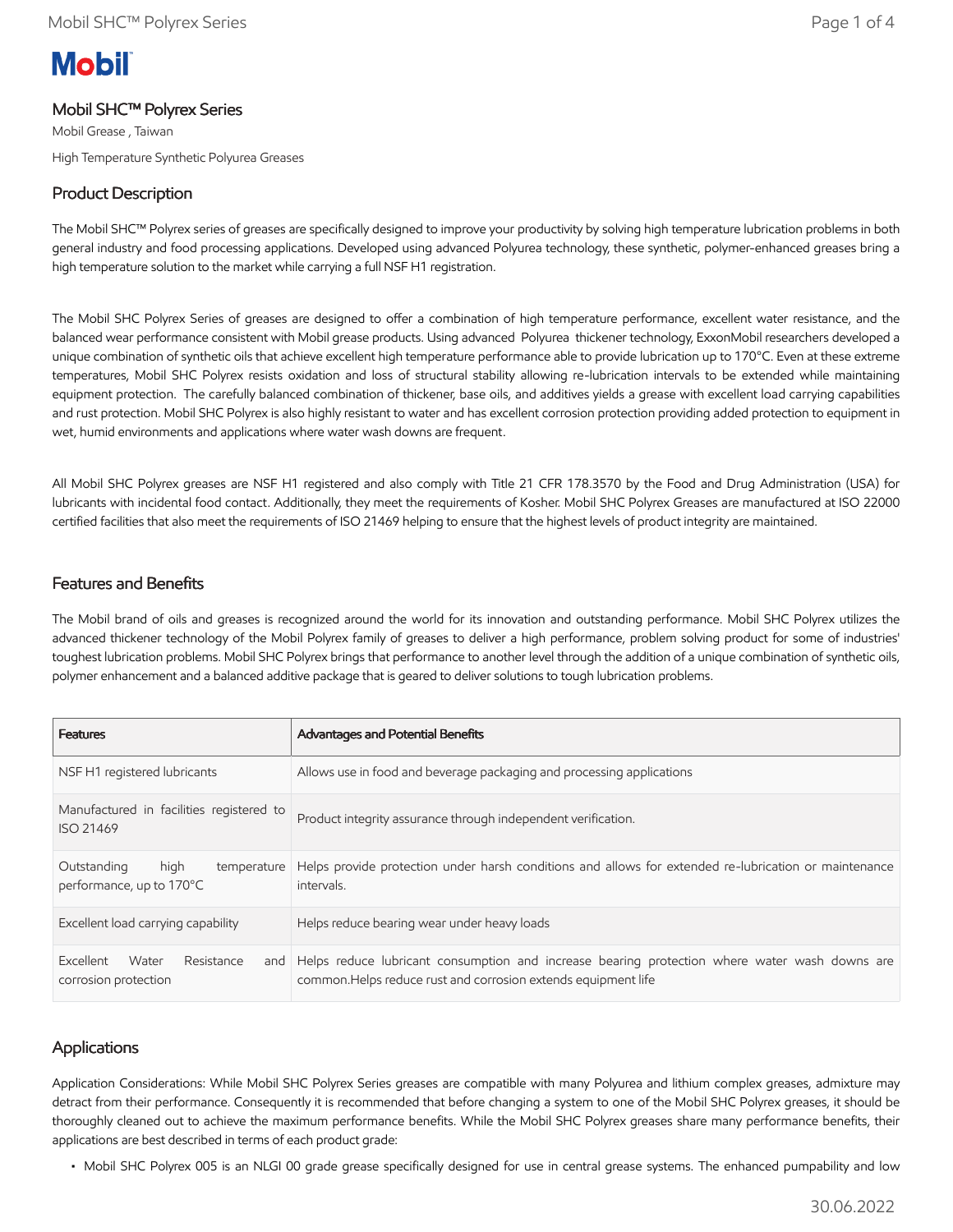Mobil

# Mobil SHC™ Polyrex Series

Mobil Grease , Taiwan

High Temperature Synthetic Polyurea Greases

## Product Description

The Mobil SHC™ Polyrex series of greases are specifically designed to improve your productivity by solving high temperature lubrication problems in both general industry and food processing applications. Developed using advanced Polyurea technology, these synthetic, polymer-enhanced greases bring a high temperature solution to the market while carrying a full NSF H1 registration.

The Mobil SHC Polyrex Series of greases are designed to offer a combination of high temperature performance, excellent water resistance, and the balanced wear performance consistent with Mobil grease products. Using advanced Polyurea thickener technology, ExxonMobil researchers developed a unique combination of synthetic oils that achieve excellent high temperature performance able to provide lubrication up to 170°C. Even at these extreme temperatures, Mobil SHC Polyrex resists oxidation and loss of structural stability allowing re-lubrication intervals to be extended while maintaining equipment protection. The carefully balanced combination of thickener, base oils, and additives yields a grease with excellent load carrying capabilities and rust protection. Mobil SHC Polyrex is also highly resistant to water and has excellent corrosion protection providing added protection to equipment in wet, humid environments and applications where water wash downs are frequent.

All Mobil SHC Polyrex greases are NSF H1 registered and also comply with Title 21 CFR 178.3570 by the Food and Drug Administration (USA) for lubricants with incidental food contact. Additionally, they meet the requirements of Kosher. Mobil SHC Polyrex Greases are manufactured at ISO 22000 certified facilities that also meet the requirements of ISO 21469 helping to ensure that the highest levels of product integrity are maintained.

## Features and Benefits

The Mobil brand of oils and greases is recognized around the world for its innovation and outstanding performance. Mobil SHC Polyrex utilizes the advanced thickener technology of the Mobil Polyrex family of greases to deliver a high performance, problem solving product for some of industries' toughest lubrication problems. Mobil SHC Polyrex brings that performance to another level through the addition of a unique combination of synthetic oils, polymer enhancement and a balanced additive package that is geared to deliver solutions to tough lubrication problems.

| Features | Advantages and Potential Benefits |
|---|---|
| NSF H1 registered lubricants | Allows use in food and beverage packaging and processing applications |
| Manufactured in facilities registered to ISO 21469 | Product integrity assurance through independent verification. |
| Outstanding high temperature performance, up to 170°C | Helps provide protection under harsh conditions and allows for extended re-lubrication or maintenance intervals. |
| Excellent load carrying capability | Helps reduce bearing wear under heavy loads |
| Excellent Water Resistance and corrosion protection | Helps reduce lubricant consumption and increase bearing protection where water wash downs are common.Helps reduce rust and corrosion extends equipment life |

## Applications

Application Considerations: While Mobil SHC Polyrex Series greases are compatible with many Polyurea and lithium complex greases, admixture may detract from their performance. Consequently it is recommended that before changing a system to one of the Mobil SHC Polyrex greases, it should be thoroughly cleaned out to achieve the maximum performance benefits. While the Mobil SHC Polyrex greases share many performance benefits, their applications are best described in terms of each product grade:

- Mobil SHC Polyrex 005 is an NLGI 00 grade grease specifically designed for use in central grease systems. The enhanced pumpability and low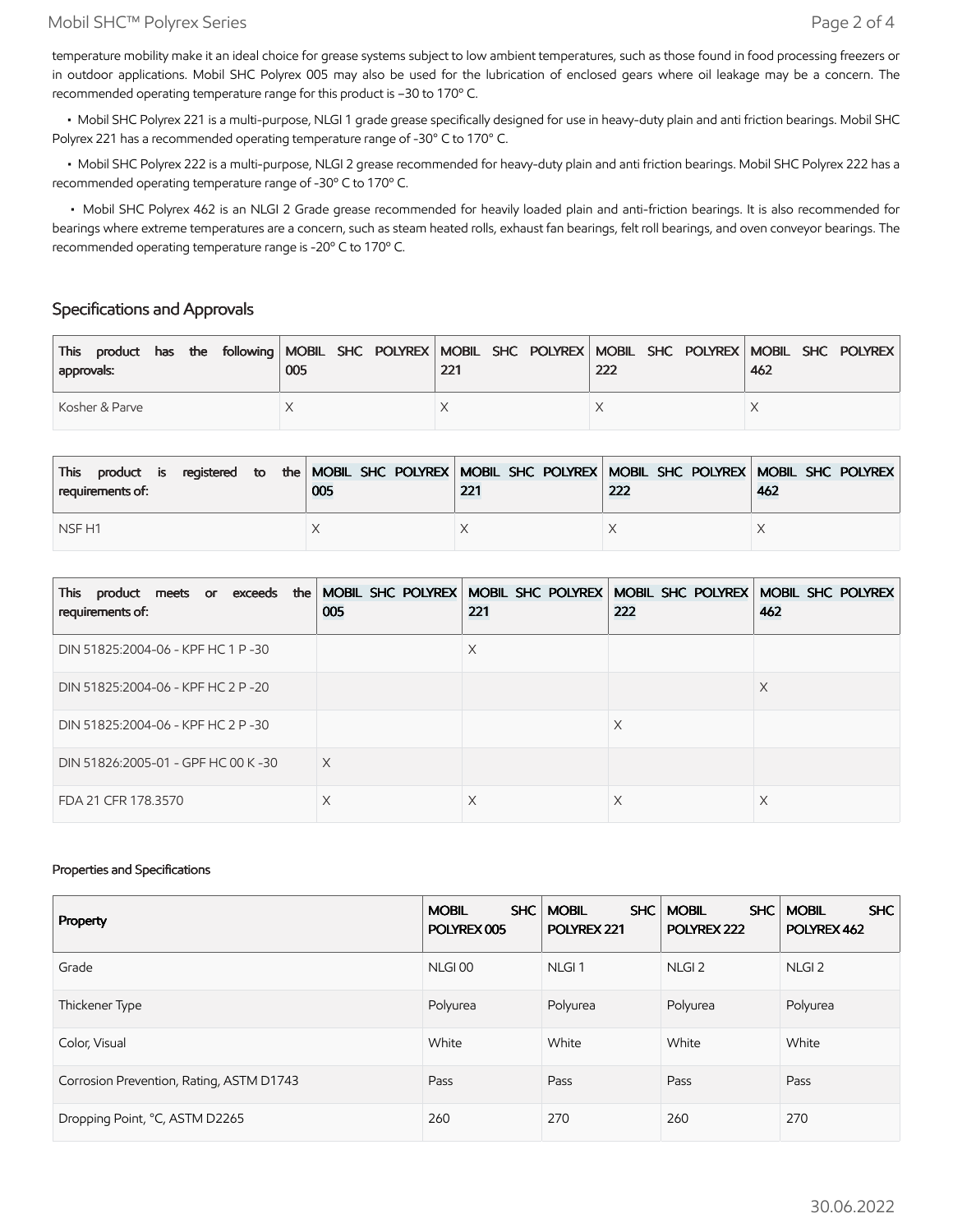temperature mobility make it an ideal choice for grease systems subject to low ambient temperatures, such as those found in food processing freezers or in outdoor applications. Mobil SHC Polyrex 005 may also be used for the lubrication of enclosed gears where oil leakage may be a concern. The recommended operating temperature range for this product is –30 to 170º C.

- Mobil SHC Polyrex 221 is a multi-purpose, NLGI 1 grade grease specifically designed for use in heavy-duty plain and anti friction bearings. Mobil SHC Polyrex 221 has a recommended operating temperature range of -30º C to 170º C.
- Mobil SHC Polyrex 222 is a multi-purpose, NLGI 2 grease recommended for heavy-duty plain and anti friction bearings. Mobil SHC Polyrex 222 has a recommended operating temperature range of -30º C to 170º C.
- Mobil SHC Polyrex 462 is an NLGI 2 Grade grease recommended for heavily loaded plain and anti-friction bearings. It is also recommended for bearings where extreme temperatures are a concern, such as steam heated rolls, exhaust fan bearings, felt roll bearings, and oven conveyor bearings. The recommended operating temperature range is -20º C to 170º C.

## Specifications and Approvals

| This product has the following approvals: | MOBIL SHC POLYREX 005 | MOBIL SHC POLYREX 221 | MOBIL SHC POLYREX 222 | MOBIL SHC POLYREX 462 |
|---|---|---|---|---|
| Kosher & Parve | X | X | X | X |

| This product is registered to the requirements of: | MOBIL SHC POLYREX 005 | MOBIL SHC POLYREX 221 | MOBIL SHC POLYREX 222 | MOBIL SHC POLYREX 462 |
|---|---|---|---|---|
| NSF H1 | X | X | X | X |

| This product meets or exceeds the requirements of: | MOBIL SHC POLYREX 005 | MOBIL SHC POLYREX 221 | MOBIL SHC POLYREX 222 | MOBIL SHC POLYREX 462 |
|---|---|---|---|---|
| DIN 51825:2004-06 - KPF HC 1 P -30 | | X | | |
| DIN 51825:2004-06 - KPF HC 2 P -20 | | | | X |
| DIN 51825:2004-06 - KPF HC 2 P -30 | | | X | |
| DIN 51826:2005-01 - GPF HC 00 K -30 | X | | | |
| FDA 21 CFR 178.3570 | X | X | X | X |

#### Properties and Specifications

| Property | MOBIL SHC POLYREX 005 | MOBIL SHC POLYREX 221 | MOBIL SHC POLYREX 222 | MOBIL SHC POLYREX 462 |
|---|---|---|---|---|
| Grade | NLGI 00 | NLGI 1 | NLGI 2 | NLGI 2 |
| Thickener Type | Polyurea | Polyurea | Polyurea | Polyurea |
| Color, Visual | White | White | White | White |
| Corrosion Prevention, Rating, ASTM D1743 | Pass | Pass | Pass | Pass |
| Dropping Point, °C, ASTM D2265 | 260 | 270 | 260 | 270 |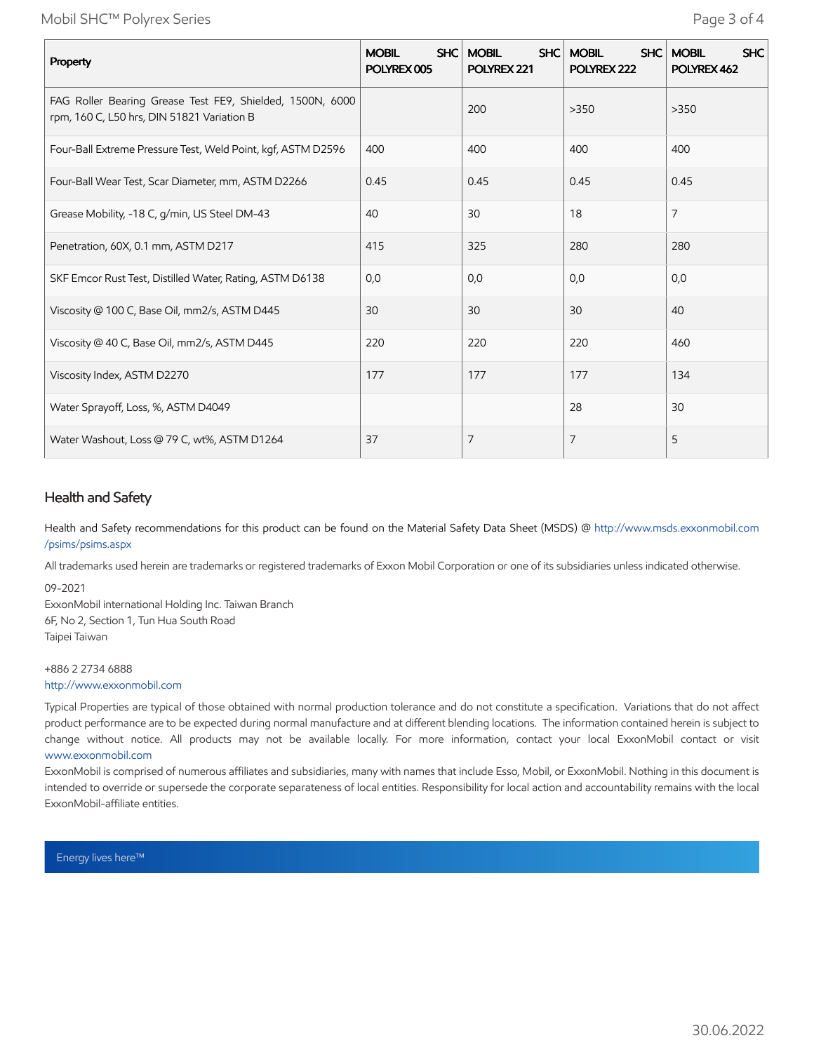| Property | MOBIL SHC POLYREX 005 | MOBIL SHC POLYREX 221 | MOBIL SHC POLYREX 222 | MOBIL SHC POLYREX 462 |
|---|---|---|---|---|
| FAG Roller Bearing Grease Test FE9, Shielded, 1500N, 6000 rpm, 160 C, L50 hrs, DIN 51821 Variation B | | 200 | >350 | >350 |
| Four-Ball Extreme Pressure Test, Weld Point, kgf, ASTM D2596 | 400 | 400 | 400 | 400 |
| Four-Ball Wear Test, Scar Diameter, mm, ASTM D2266 | 0.45 | 0.45 | 0.45 | 0.45 |
| Grease Mobility, -18 C, g/min, US Steel DM-43 | 40 | 30 | 18 | 7 |
| Penetration, 60X, 0.1 mm, ASTM D217 | 415 | 325 | 280 | 280 |
| SKF Emcor Rust Test, Distilled Water, Rating, ASTM D6138 | 0,0 | 0,0 | 0,0 | 0,0 |
| Viscosity @ 100 C, Base Oil, mm2/s, ASTM D445 | 30 | 30 | 30 | 40 |
| Viscosity @ 40 C, Base Oil, mm2/s, ASTM D445 | 220 | 220 | 220 | 460 |
| Viscosity Index, ASTM D2270 | 177 | 177 | 177 | 134 |
| Water Sprayoff, Loss, %, ASTM D4049 | | | 28 | 30 |
| Water Washout, Loss @ 79 C, wt%, ASTM D1264 | 37 | 7 | 7 | 5 |

## Health and Safety

Health and Safety recommendations for this product can be found on the Material Safety Data Sheet (MSDS) @ http://www.msds.exxonmobil.com/psims/psims.aspx

All trademarks used herein are trademarks or registered trademarks of Exxon Mobil Corporation or one of its subsidiaries unless indicated otherwise.

09-2021
ExxonMobil international Holding Inc. Taiwan Branch
6F, No 2, Section 1, Tun Hua South Road
Taipei Taiwan

+886 2 2734 6888
http://www.exxonmobil.com

Typical Properties are typical of those obtained with normal production tolerance and do not constitute a specification. Variations that do not affect product performance are to be expected during normal manufacture and at different blending locations. The information contained herein is subject to change without notice. All products may not be available locally. For more information, contact your local ExxonMobil contact or visit www.exxonmobil.com

ExxonMobil is comprised of numerous affiliates and subsidiaries, many with names that include Esso, Mobil, or ExxonMobil. Nothing in this document is intended to override or supersede the corporate separateness of local entities. Responsibility for local action and accountability remains with the local ExxonMobil-affiliate entities.

Energy lives here™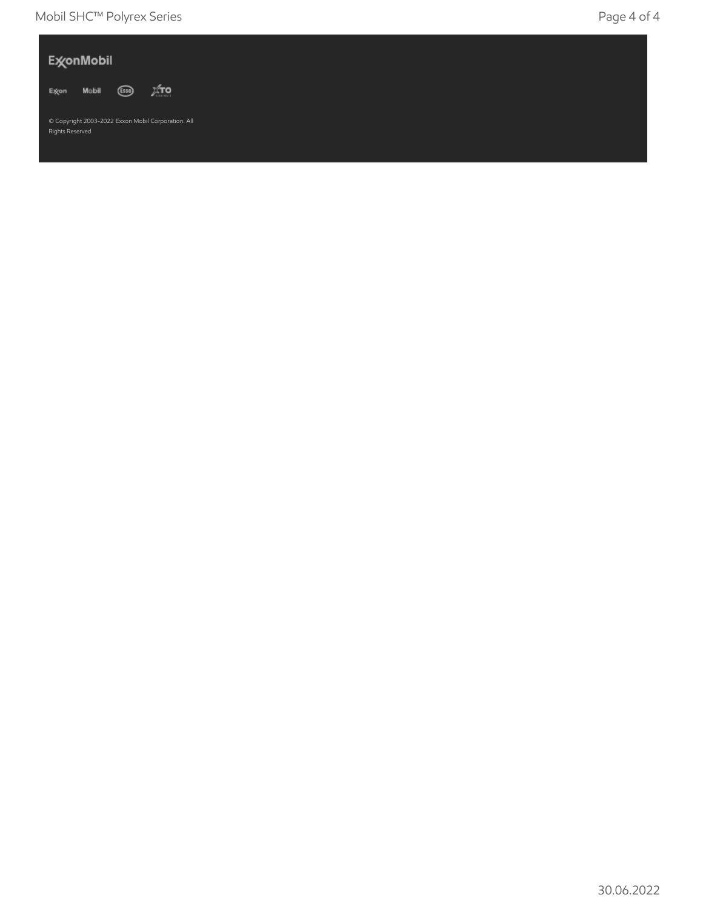ExxonMobil

Exxon Mobil Esso XTO

© Copyright 2003-2022 Exxon Mobil Corporation. All Rights Reserved